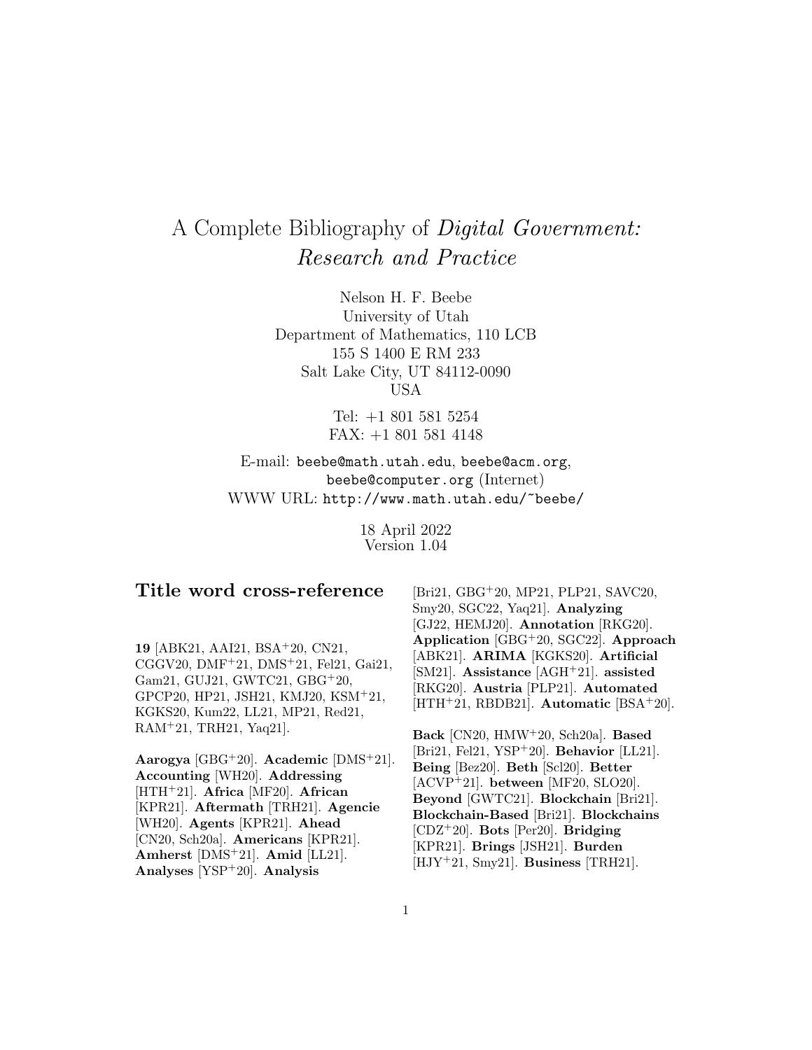# A Complete Bibliography of *Digital Government: Research and Practice*

Nelson H. F. Beebe
University of Utah
Department of Mathematics, 110 LCB
155 S 1400 E RM 233
Salt Lake City, UT 84112-0090
USA

Tel: +1 801 581 5254
FAX: +1 801 581 4148

E-mail: `beebe@math.utah.edu`, `beebe@acm.org`, `beebe@computer.org` (Internet)
WWW URL: `http://www.math.utah.edu/~beebe/`

18 April 2022
Version 1.04

## Title word cross-reference

**19** [ABK21, AAI21, BSA+20, CN21, CGGV20, DMF+21, DMS+21, Fel21, Gai21, Gam21, GUJ21, GWTC21, GBG+20, GPCP20, HP21, JSH21, KMJ20, KSM+21, KGKS20, Kum22, LL21, MP21, Red21, RAM+21, TRH21, Yaq21].

**Aarogya** [GBG+20]. **Academic** [DMS+21]. **Accounting** [WH20]. **Addressing** [HTH+21]. **Africa** [MF20]. **African** [KPR21]. **Aftermath** [TRH21]. **Agencie** [WH20]. **Agents** [KPR21]. **Ahead** [CN20, Sch20a]. **Americans** [KPR21]. **Amherst** [DMS+21]. **Amid** [LL21]. **Analyses** [YSP+20]. **Analysis** [Bri21, GBG+20, MP21, PLP21, SAVC20, Smy20, SGC22, Yaq21]. **Analyzing** [GJ22, HEMJ20]. **Annotation** [RKG20]. **Application** [GBG+20, SGC22]. **Approach** [ABK21]. **ARIMA** [KGKS20]. **Artificial** [SM21]. **Assistance** [AGH+21]. **assisted** [RKG20]. **Austria** [PLP21]. **Automated** [HTH+21, RBDB21]. **Automatic** [BSA+20].

**Back** [CN20, HMW+20, Sch20a]. **Based** [Bri21, Fel21, YSP+20]. **Behavior** [LL21]. **Being** [Bez20]. **Beth** [Scl20]. **Better** [ACVP+21]. **between** [MF20, SLO20]. **Beyond** [GWTC21]. **Blockchain** [Bri21]. **Blockchain-Based** [Bri21]. **Blockchains** [CDZ+20]. **Bots** [Per20]. **Bridging** [KPR21]. **Brings** [JSH21]. **Burden** [HJY+21, Smy21]. **Business** [TRH21].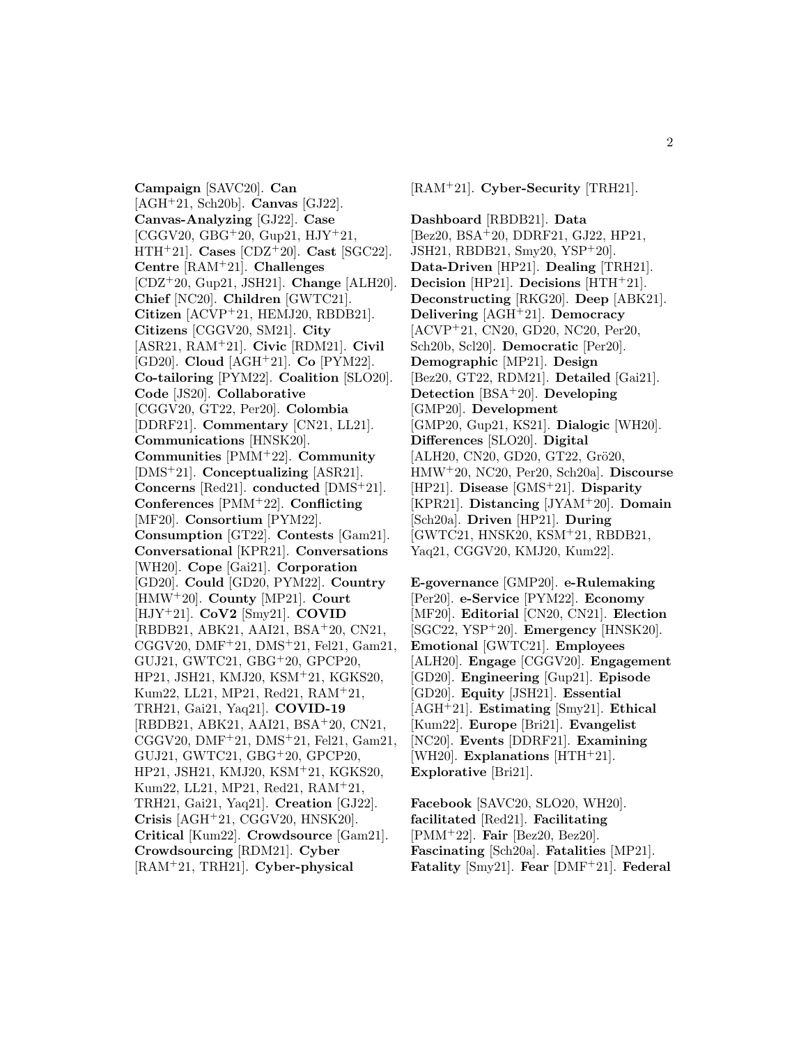**Campaign** [SAVC20]. **Can** [AGH+21, Sch20b]. **Canvas** [GJ22]. **Canvas-Analyzing** [GJ22]. **Case** [CGGV20, GBG+20, Gup21, HJY+21, HTH+21]. **Cases** [CDZ+20]. **Cast** [SGC22]. **Centre** [RAM+21]. **Challenges** [CDZ+20, Gup21, JSH21]. **Change** [ALH20]. **Chief** [NC20]. **Children** [GWTC21]. **Citizen** [ACVP+21, HEMJ20, RBDB21]. **Citizens** [CGGV20, SM21]. **City** [ASR21, RAM+21]. **Civic** [RDM21]. **Civil** [GD20]. **Cloud** [AGH+21]. **Co** [PYM22]. **Co-tailoring** [PYM22]. **Coalition** [SLO20]. **Code** [JS20]. **Collaborative** [CGGV20, GT22, Per20]. **Colombia** [DDRF21]. **Commentary** [CN21, LL21]. **Communications** [HNSK20]. **Communities** [PMM+22]. **Community** [DMS+21]. **Conceptualizing** [ASR21]. **Concerns** [Red21]. **conducted** [DMS+21]. **Conferences** [PMM+22]. **Conflicting** [MF20]. **Consortium** [PYM22]. **Consumption** [GT22]. **Contests** [Gam21]. **Conversational** [KPR21]. **Conversations** [WH20]. **Cope** [Gai21]. **Corporation** [GD20]. **Could** [GD20, PYM22]. **Country** [HMW+20]. **County** [MP21]. **Court** [HJY+21]. **CoV2** [Smy21]. **COVID** [RBDB21, ABK21, AAI21, BSA+20, CN21, CGGV20, DMF+21, DMS+21, Fel21, Gam21, GUJ21, GWTC21, GBG+20, GPCP20, HP21, JSH21, KMJ20, KSM+21, KGKS20, Kum22, LL21, MP21, Red21, RAM+21, TRH21, Gai21, Yaq21]. **COVID-19** [RBDB21, ABK21, AAI21, BSA+20, CN21, CGGV20, DMF+21, DMS+21, Fel21, Gam21, GUJ21, GWTC21, GBG+20, GPCP20, HP21, JSH21, KMJ20, KSM+21, KGKS20, Kum22, LL21, MP21, Red21, RAM+21, TRH21, Gai21, Yaq21]. **Creation** [GJ22]. **Crisis** [AGH+21, CGGV20, HNSK20]. **Critical** [Kum22]. **Crowdsource** [Gam21]. **Crowdsourcing** [RDM21]. **Cyber** [RAM+21, TRH21]. **Cyber-physical** [RAM+21]. **Cyber-Security** [TRH21].

**Dashboard** [RBDB21]. **Data** [Bez20, BSA+20, DDRF21, GJ22, HP21, JSH21, RBDB21, Smy20, YSP+20]. **Data-Driven** [HP21]. **Dealing** [TRH21]. **Decision** [HP21]. **Decisions** [HTH+21]. **Deconstructing** [RKG20]. **Deep** [ABK21]. **Delivering** [AGH+21]. **Democracy** [ACVP+21, CN20, GD20, NC20, Per20, Sch20b, Scl20]. **Democratic** [Per20]. **Demographic** [MP21]. **Design** [Bez20, GT22, RDM21]. **Detailed** [Gai21]. **Detection** [BSA+20]. **Developing** [GMP20]. **Development** [GMP20, Gup21, KS21]. **Dialogic** [WH20]. **Differences** [SLO20]. **Digital** [ALH20, CN20, GD20, GT22, Grö20, HMW+20, NC20, Per20, Sch20a]. **Discourse** [HP21]. **Disease** [GMS+21]. **Disparity** [KPR21]. **Distancing** [JYAM+20]. **Domain** [Sch20a]. **Driven** [HP21]. **During** [GWTC21, HNSK20, KSM+21, RBDB21, Yaq21, CGGV20, KMJ20, Kum22].

**E-governance** [GMP20]. **e-Rulemaking** [Per20]. **e-Service** [PYM22]. **Economy** [MF20]. **Editorial** [CN20, CN21]. **Election** [SGC22, YSP+20]. **Emergency** [HNSK20]. **Emotional** [GWTC21]. **Employees** [ALH20]. **Engage** [CGGV20]. **Engagement** [GD20]. **Engineering** [Gup21]. **Episode** [GD20]. **Equity** [JSH21]. **Essential** [AGH+21]. **Estimating** [Smy21]. **Ethical** [Kum22]. **Europe** [Bri21]. **Evangelist** [NC20]. **Events** [DDRF21]. **Examining** [WH20]. **Explanations** [HTH+21]. **Explorative** [Bri21].

**Facebook** [SAVC20, SLO20, WH20]. **facilitated** [Red21]. **Facilitating** [PMM+22]. **Fair** [Bez20, Bez20]. **Fascinating** [Sch20a]. **Fatalities** [MP21]. **Fatality** [Smy21]. **Fear** [DMF+21]. **Federal**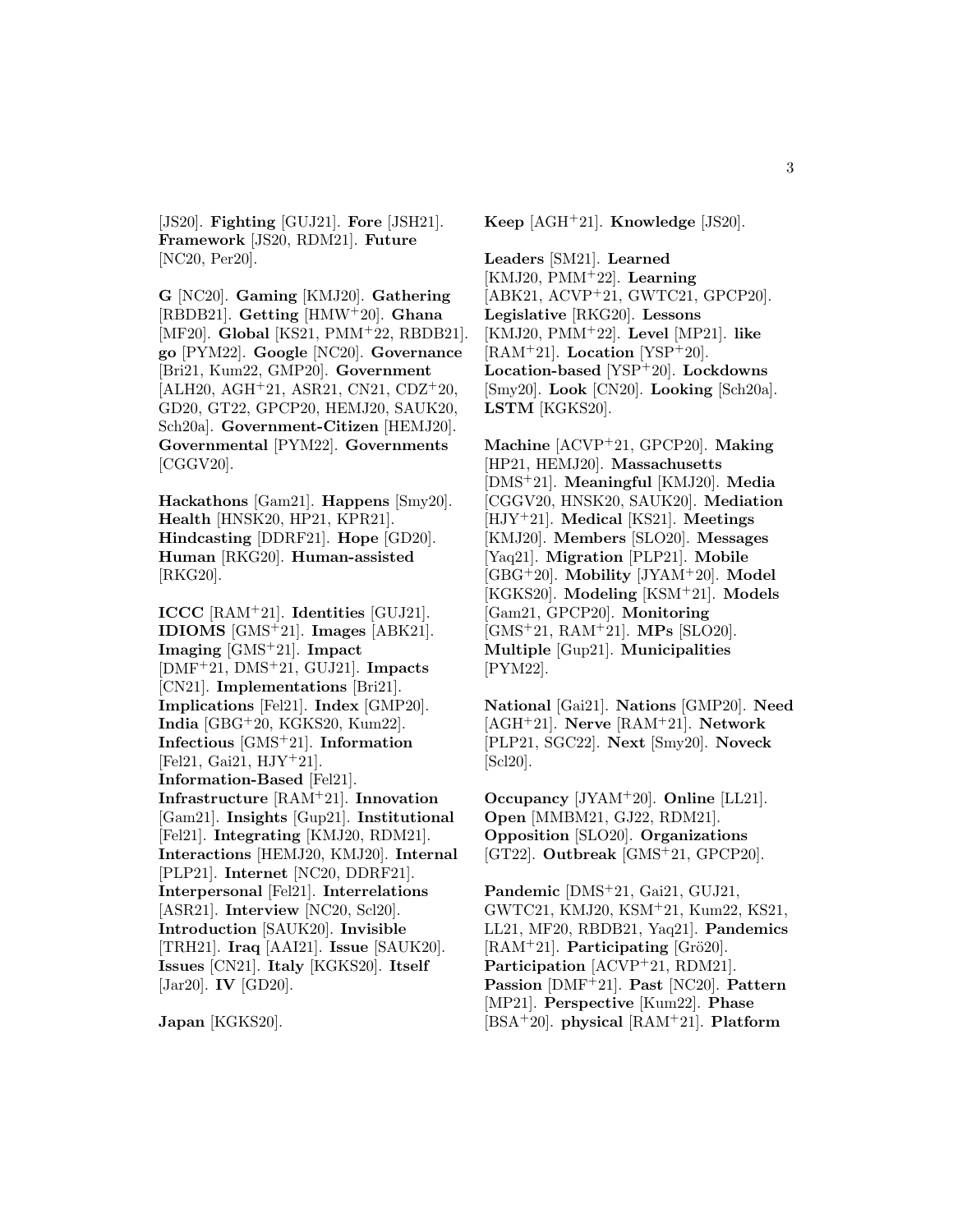[JS20]. **Fighting** [GUJ21]. **Fore** [JSH21]. **Framework** [JS20, RDM21]. **Future** [NC20, Per20].

**G** [NC20]. **Gaming** [KMJ20]. **Gathering** [RBDB21]. **Getting** [HMW[+]20]. **Ghana** [MF20]. **Global** [KS21, PMM[+]22, RBDB21]. **go** [PYM22]. **Google** [NC20]. **Governance** [Bri21, Kum22, GMP20]. **Government** [ALH20, AGH[+]21, ASR21, CN21, CDZ[+]20, GD20, GT22, GPCP20, HEMJ20, SAUK20, Sch20a]. **Government-Citizen** [HEMJ20]. **Governmental** [PYM22]. **Governments** [CGGV20].

**Hackathons** [Gam21]. **Happens** [Smy20]. **Health** [HNSK20, HP21, KPR21]. **Hindcasting** [DDRF21]. **Hope** [GD20]. **Human** [RKG20]. **Human-assisted** [RKG20].

**ICCC** [RAM[+]21]. **Identities** [GUJ21]. **IDIOMS** [GMS[+]21]. **Images** [ABK21]. **Imaging** [GMS[+]21]. **Impact** [DMF[+]21, DMS[+]21, GUJ21]. **Impacts** [CN21]. **Implementations** [Bri21]. **Implications** [Fel21]. **Index** [GMP20]. **India** [GBG[+]20, KGKS20, Kum22]. **Infectious** [GMS[+]21]. **Information** [Fel21, Gai21, HJY[+]21]. **Information-Based** [Fel21]. **Infrastructure** [RAM[+]21]. **Innovation** [Gam21]. **Insights** [Gup21]. **Institutional** [Fel21]. **Integrating** [KMJ20, RDM21]. **Interactions** [HEMJ20, KMJ20]. **Internal** [PLP21]. **Internet** [NC20, DDRF21]. **Interpersonal** [Fel21]. **Interrelations** [ASR21]. **Interview** [NC20, Scl20]. **Introduction** [SAUK20]. **Invisible** [TRH21]. **Iraq** [AAI21]. **Issue** [SAUK20]. **Issues** [CN21]. **Italy** [KGKS20]. **Itself** [Jar20]. **IV** [GD20].

**Japan** [KGKS20].

**Keep** [AGH[+]21]. **Knowledge** [JS20].

**Leaders** [SM21]. **Learned** [KMJ20, PMM[+]22]. **Learning** [ABK21, ACVP[+]21, GWTC21, GPCP20]. **Legislative** [RKG20]. **Lessons** [KMJ20, PMM[+]22]. **Level** [MP21]. **like** [RAM[+]21]. **Location** [YSP[+]20]. **Location-based** [YSP[+]20]. **Lockdowns** [Smy20]. **Look** [CN20]. **Looking** [Sch20a]. **LSTM** [KGKS20].

**Machine** [ACVP[+]21, GPCP20]. **Making** [HP21, HEMJ20]. **Massachusetts** [DMS[+]21]. **Meaningful** [KMJ20]. **Media** [CGGV20, HNSK20, SAUK20]. **Mediation** [HJY[+]21]. **Medical** [KS21]. **Meetings** [KMJ20]. **Members** [SLO20]. **Messages** [Yaq21]. **Migration** [PLP21]. **Mobile** [GBG[+]20]. **Mobility** [JYAM[+]20]. **Model** [KGKS20]. **Modeling** [KSM[+]21]. **Models** [Gam21, GPCP20]. **Monitoring** [GMS[+]21, RAM[+]21]. **MPs** [SLO20]. **Multiple** [Gup21]. **Municipalities** [PYM22].

**National** [Gai21]. **Nations** [GMP20]. **Need** [AGH[+]21]. **Nerve** [RAM[+]21]. **Network** [PLP21, SGC22]. **Next** [Smy20]. **Noveck** [Scl20].

**Occupancy** [JYAM[+]20]. **Online** [LL21]. **Open** [MMBM21, GJ22, RDM21]. **Opposition** [SLO20]. **Organizations** [GT22]. **Outbreak** [GMS[+]21, GPCP20].

**Pandemic** [DMS[+]21, Gai21, GUJ21, GWTC21, KMJ20, KSM[+]21, Kum22, KS21, LL21, MF20, RBDB21, Yaq21]. **Pandemics** [RAM[+]21]. **Participating** [Grö20]. **Participation** [ACVP[+]21, RDM21]. **Passion** [DMF[+]21]. **Past** [NC20]. **Pattern** [MP21]. **Perspective** [Kum22]. **Phase** [BSA[+]20]. **physical** [RAM[+]21]. **Platform**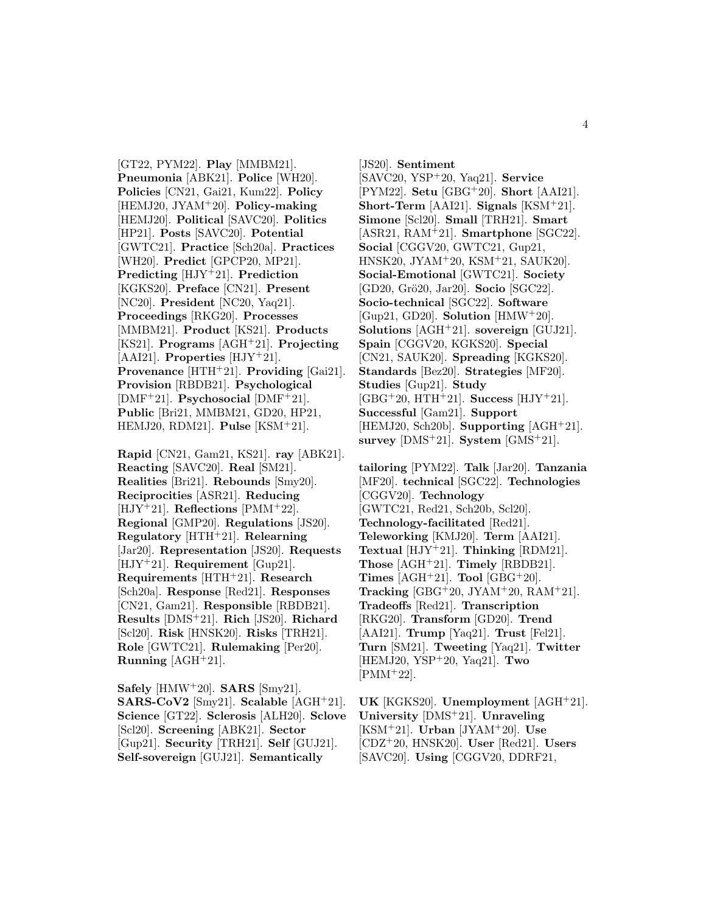[GT22, PYM22]. **Play** [MMBM21]. **Pneumonia** [ABK21]. **Police** [WH20]. **Policies** [CN21, Gai21, Kum22]. **Policy** [HEMJ20, JYAM+20]. **Policy-making** [HEMJ20]. **Political** [SAVC20]. **Politics** [HP21]. **Posts** [SAVC20]. **Potential** [GWTC21]. **Practice** [Sch20a]. **Practices** [WH20]. **Predict** [GPCP20, MP21]. **Predicting** [HJY+21]. **Prediction** [KGKS20]. **Preface** [CN21]. **Present** [NC20]. **President** [NC20, Yaq21]. **Proceedings** [RKG20]. **Processes** [MMBM21]. **Product** [KS21]. **Products** [KS21]. **Programs** [AGH+21]. **Projecting** [AAI21]. **Properties** [HJY+21]. **Provenance** [HTH+21]. **Providing** [Gai21]. **Provision** [RBDB21]. **Psychological** [DMF+21]. **Psychosocial** [DMF+21]. **Public** [Bri21, MMBM21, GD20, HP21, HEMJ20, RDM21]. **Pulse** [KSM+21].

**Rapid** [CN21, Gam21, KS21]. **ray** [ABK21]. **Reacting** [SAVC20]. **Real** [SM21]. **Realities** [Bri21]. **Rebounds** [Smy20]. **Reciprocities** [ASR21]. **Reducing** [HJY+21]. **Reflections** [PMM+22]. **Regional** [GMP20]. **Regulations** [JS20]. **Regulatory** [HTH+21]. **Relearning** [Jar20]. **Representation** [JS20]. **Requests** [HJY+21]. **Requirement** [Gup21]. **Requirements** [HTH+21]. **Research** [Sch20a]. **Response** [Red21]. **Responses** [CN21, Gam21]. **Responsible** [RBDB21]. **Results** [DMS+21]. **Rich** [JS20]. **Richard** [Scl20]. **Risk** [HNSK20]. **Risks** [TRH21]. **Role** [GWTC21]. **Rulemaking** [Per20]. **Running** [AGH+21].

**Safely** [HMW+20]. **SARS** [Smy21]. **SARS-CoV2** [Smy21]. **Scalable** [AGH+21]. **Science** [GT22]. **Sclerosis** [ALH20]. **Sclove** [Scl20]. **Screening** [ABK21]. **Sector** [Gup21]. **Security** [TRH21]. **Self** [GUJ21]. **Self-sovereign** [GUJ21]. **Semantically** [JS20]. **Sentiment** [SAVC20, YSP+20, Yaq21]. **Service** [PYM22]. **Setu** [GBG+20]. **Short** [AAI21]. **Short-Term** [AAI21]. **Signals** [KSM+21]. **Simone** [Scl20]. **Small** [TRH21]. **Smart** [ASR21, RAM+21]. **Smartphone** [SGC22]. **Social** [CGGV20, GWTC21, Gup21, HNSK20, JYAM+20, KSM+21, SAUK20]. **Social-Emotional** [GWTC21]. **Society** [GD20, Grö20, Jar20]. **Socio** [SGC22]. **Socio-technical** [SGC22]. **Software** [Gup21, GD20]. **Solution** [HMW+20]. **Solutions** [AGH+21]. **sovereign** [GUJ21]. **Spain** [CGGV20, KGKS20]. **Special** [CN21, SAUK20]. **Spreading** [KGKS20]. **Standards** [Bez20]. **Strategies** [MF20]. **Studies** [Gup21]. **Study** [GBG+20, HTH+21]. **Success** [HJY+21]. **Successful** [Gam21]. **Support** [HEMJ20, Sch20b]. **Supporting** [AGH+21]. **survey** [DMS+21]. **System** [GMS+21].

**tailoring** [PYM22]. **Talk** [Jar20]. **Tanzania** [MF20]. **technical** [SGC22]. **Technologies** [CGGV20]. **Technology** [GWTC21, Red21, Sch20b, Scl20]. **Technology-facilitated** [Red21]. **Teleworking** [KMJ20]. **Term** [AAI21]. **Textual** [HJY+21]. **Thinking** [RDM21]. **Those** [AGH+21]. **Timely** [RBDB21]. **Times** [AGH+21]. **Tool** [GBG+20]. **Tracking** [GBG+20, JYAM+20, RAM+21]. **Tradeoffs** [Red21]. **Transcription** [RKG20]. **Transform** [GD20]. **Trend** [AAI21]. **Trump** [Yaq21]. **Trust** [Fel21]. **Turn** [SM21]. **Tweeting** [Yaq21]. **Twitter** [HEMJ20, YSP+20, Yaq21]. **Two** [PMM+22].

**UK** [KGKS20]. **Unemployment** [AGH+21]. **University** [DMS+21]. **Unraveling** [KSM+21]. **Urban** [JYAM+20]. **Use** [CDZ+20, HNSK20]. **User** [Red21]. **Users** [SAVC20]. **Using** [CGGV20, DDRF21,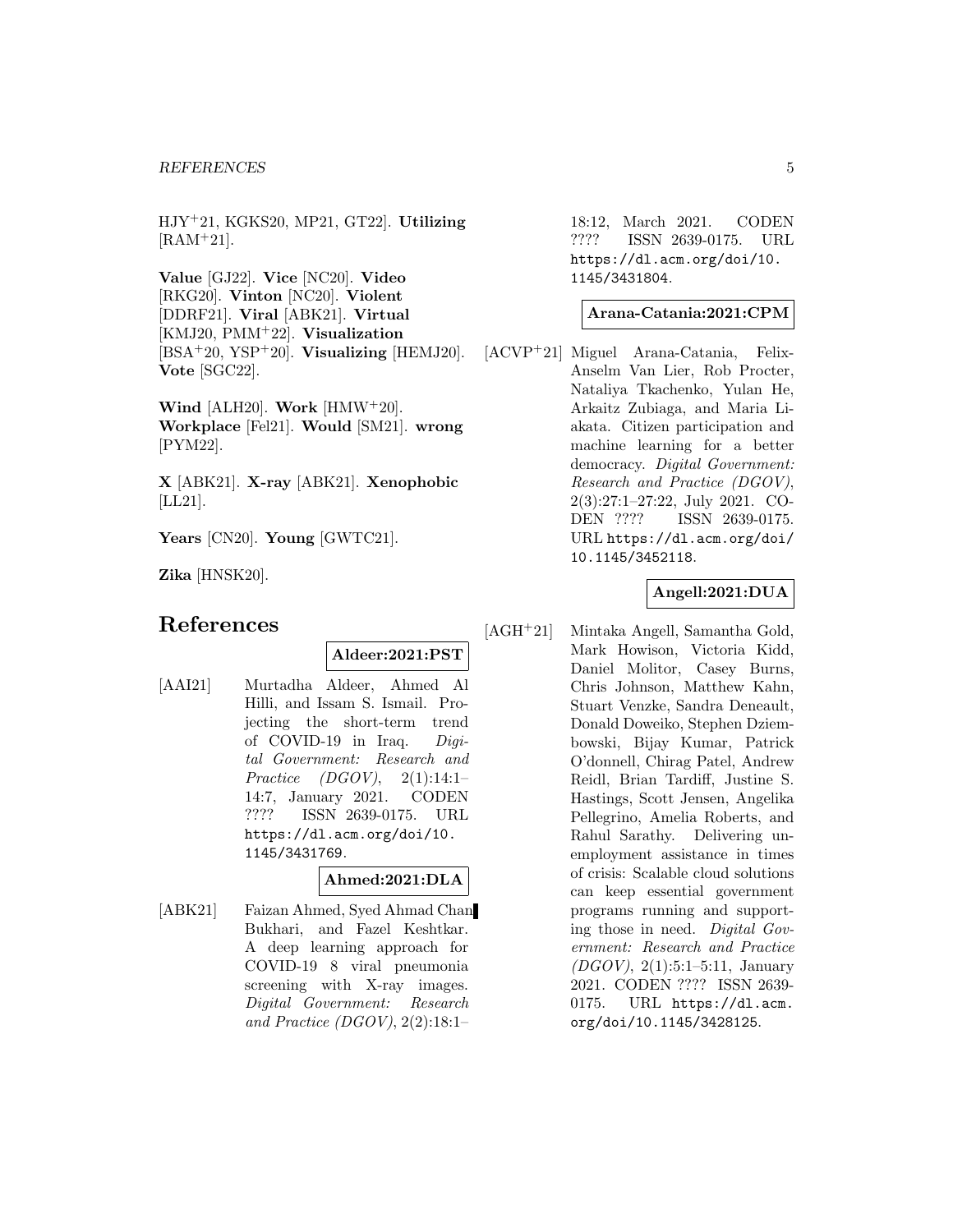HJY[+]21, KGKS20, MP21, GT22]. **Utilizing** [RAM[+]21].

**Value** [GJ22]. **Vice** [NC20]. **Video** [RKG20]. **Vinton** [NC20]. **Violent** [DDRF21]. **Viral** [ABK21]. **Virtual** [KMJ20, PMM[+]22]. **Visualization** [BSA[+]20, YSP[+]20]. **Visualizing** [HEMJ20]. **Vote** [SGC22].

**Wind** [ALH20]. **Work** [HMW[+]20]. **Workplace** [Fel21]. **Would** [SM21]. **wrong** [PYM22].

**X** [ABK21]. **X-ray** [ABK21]. **Xenophobic** [LL21].

**Years** [CN20]. **Young** [GWTC21].

**Zika** [HNSK20].

# References

**Aldeer:2021:PST**

[AAI21] Murtadha Aldeer, Ahmed Al Hilli, and Issam S. Ismail. Projecting the short-term trend of COVID-19 in Iraq. *Digital Government: Research and Practice (DGOV)*, 2(1):14:1–14:7, January 2021. CODEN ???? ISSN 2639-0175. URL https://dl.acm.org/doi/10.1145/3431769.

**Ahmed:2021:DLA**

[ABK21] Faizan Ahmed, Syed Ahmad Chan Bukhari, and Fazel Keshtkar. A deep learning approach for COVID-19 8 viral pneumonia screening with X-ray images. *Digital Government: Research and Practice (DGOV)*, 2(2):18:1–18:12, March 2021. CODEN ???? ISSN 2639-0175. URL https://dl.acm.org/doi/10.1145/3431804.

**Arana-Catania:2021:CPM**

[ACVP[+]21] Miguel Arana-Catania, Felix-Anselm Van Lier, Rob Procter, Nataliya Tkachenko, Yulan He, Arkaitz Zubiaga, and Maria Liakata. Citizen participation and machine learning for a better democracy. *Digital Government: Research and Practice (DGOV)*, 2(3):27:1–27:22, July 2021. CODEN ???? ISSN 2639-0175. URL https://dl.acm.org/doi/10.1145/3452118.

**Angell:2021:DUA**

[AGH[+]21] Mintaka Angell, Samantha Gold, Mark Howison, Victoria Kidd, Daniel Molitor, Casey Burns, Chris Johnson, Matthew Kahn, Stuart Venzke, Sandra Deneault, Donald Doweiko, Stephen Dziembowski, Bijay Kumar, Patrick O'donnell, Chirag Patel, Andrew Reidl, Brian Tardiff, Justine S. Hastings, Scott Jensen, Angelika Pellegrino, Amelia Roberts, and Rahul Sarathy. Delivering unemployment assistance in times of crisis: Scalable cloud solutions can keep essential government programs running and supporting those in need. *Digital Government: Research and Practice (DGOV)*, 2(1):5:1–5:11, January 2021. CODEN ???? ISSN 2639-0175. URL https://dl.acm.org/doi/10.1145/3428125.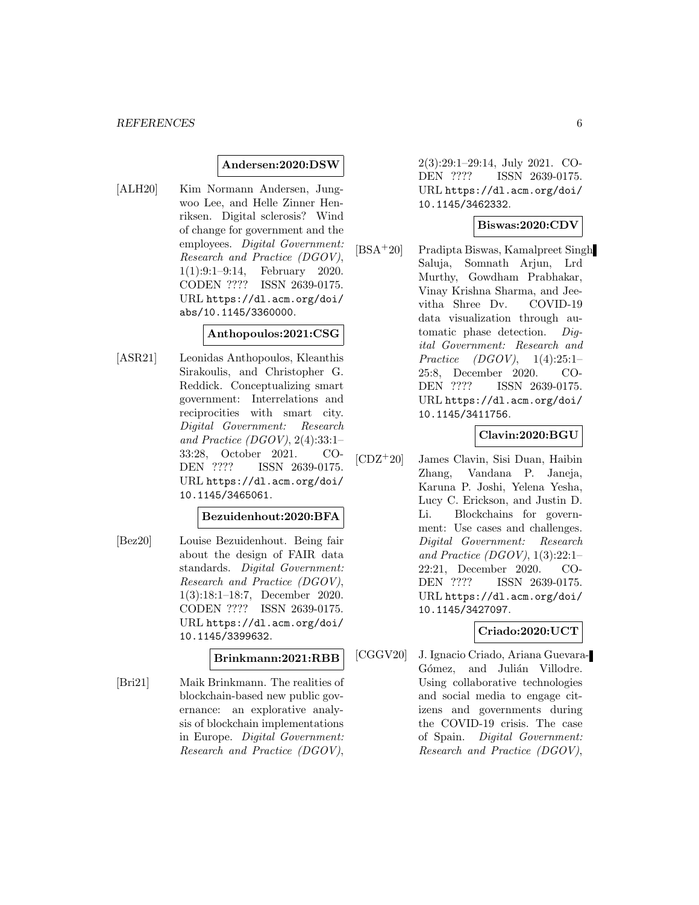**Andersen:2020:DSW**

[ALH20] Kim Normann Andersen, Jungwoo Lee, and Helle Zinner Henriksen. Digital sclerosis? Wind of change for government and the employees. *Digital Government: Research and Practice (DGOV)*, 1(1):9:1–9:14, February 2020. CODEN ???? ISSN 2639-0175. URL `https://dl.acm.org/doi/abs/10.1145/3360000`.

**Anthopoulos:2021:CSG**

[ASR21] Leonidas Anthopoulos, Kleanthis Sirakoulis, and Christopher G. Reddick. Conceptualizing smart government: Interrelations and reciprocities with smart city. *Digital Government: Research and Practice (DGOV)*, 2(4):33:1–33:28, October 2021. CODEN ???? ISSN 2639-0175. URL `https://dl.acm.org/doi/10.1145/3465061`.

**Bezuidenhout:2020:BFA**

[Bez20] Louise Bezuidenhout. Being fair about the design of FAIR data standards. *Digital Government: Research and Practice (DGOV)*, 1(3):18:1–18:7, December 2020. CODEN ???? ISSN 2639-0175. URL `https://dl.acm.org/doi/10.1145/3399632`.

**Brinkmann:2021:RBB**

[Bri21] Maik Brinkmann. The realities of blockchain-based new public governance: an explorative analysis of blockchain implementations in Europe. *Digital Government: Research and Practice (DGOV)*, 2(3):29:1–29:14, July 2021. CODEN ???? ISSN 2639-0175. URL `https://dl.acm.org/doi/10.1145/3462332`.

**Biswas:2020:CDV**

[BSA+20] Pradipta Biswas, Kamalpreet Singh Saluja, Somnath Arjun, Lrd Murthy, Gowdham Prabhakar, Vinay Krishna Sharma, and Jeevitha Shree Dv. COVID-19 data visualization through automatic phase detection. *Digital Government: Research and Practice (DGOV)*, 1(4):25:1–25:8, December 2020. CODEN ???? ISSN 2639-0175. URL `https://dl.acm.org/doi/10.1145/3411756`.

**Clavin:2020:BGU**

[CDZ+20] James Clavin, Sisi Duan, Haibin Zhang, Vandana P. Janeja, Karuna P. Joshi, Yelena Yesha, Lucy C. Erickson, and Justin D. Li. Blockchains for government: Use cases and challenges. *Digital Government: Research and Practice (DGOV)*, 1(3):22:1–22:21, December 2020. CODEN ???? ISSN 2639-0175. URL `https://dl.acm.org/doi/10.1145/3427097`.

**Criado:2020:UCT**

[CGGV20] J. Ignacio Criado, Ariana Guevara-Gómez, and Julián Villodre. Using collaborative technologies and social media to engage citizens and governments during the COVID-19 crisis. The case of Spain. *Digital Government: Research and Practice (DGOV)*,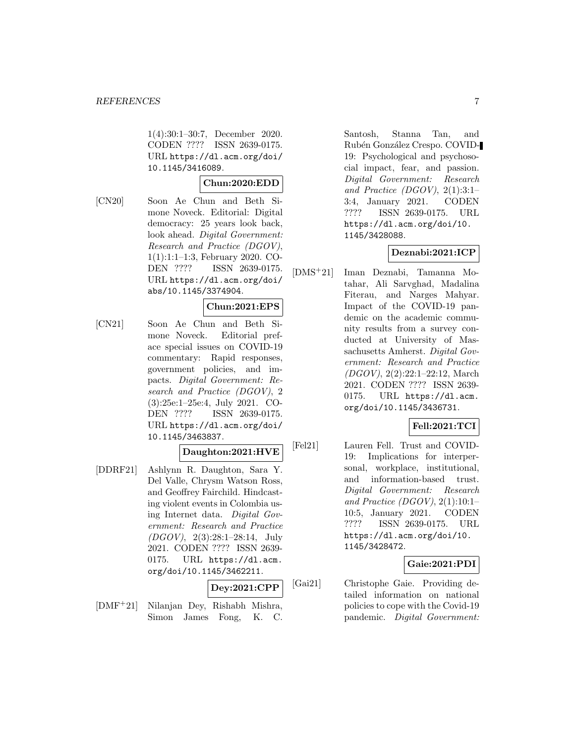1(4):30:1–30:7, December 2020. CODEN ???? ISSN 2639-0175. URL https://dl.acm.org/doi/10.1145/3416089.

**Chun:2020:EDD**

[CN20] Soon Ae Chun and Beth Simone Noveck. Editorial: Digital democracy: 25 years look back, look ahead. *Digital Government: Research and Practice (DGOV)*, 1(1):1:1–1:3, February 2020. CODEN ???? ISSN 2639-0175. URL https://dl.acm.org/doi/abs/10.1145/3374904.

**Chun:2021:EPS**

[CN21] Soon Ae Chun and Beth Simone Noveck. Editorial preface special issues on COVID-19 commentary: Rapid responses, government policies, and impacts. *Digital Government: Research and Practice (DGOV)*, 2 (3):25e:1–25e:4, July 2021. CODEN ???? ISSN 2639-0175. URL https://dl.acm.org/doi/10.1145/3463837.

**Daughton:2021:HVE**

[DDRF21] Ashlynn R. Daughton, Sara Y. Del Valle, Chrysm Watson Ross, and Geoffrey Fairchild. Hindcasting violent events in Colombia using Internet data. *Digital Government: Research and Practice (DGOV)*, 2(3):28:1–28:14, July 2021. CODEN ???? ISSN 2639-0175. URL https://dl.acm.org/doi/10.1145/3462211.

**Dey:2021:CPP**

[DMF+21] Nilanjan Dey, Rishabh Mishra, Simon James Fong, K. C. Santosh, Stanna Tan, and Rubén González Crespo. COVID-19: Psychological and psychosocial impact, fear, and passion. *Digital Government: Research and Practice (DGOV)*, 2(1):3:1–3:4, January 2021. CODEN ???? ISSN 2639-0175. URL https://dl.acm.org/doi/10.1145/3428088.

**Deznabi:2021:ICP**

[DMS+21] Iman Deznabi, Tamanna Motahar, Ali Sarvghad, Madalina Fiterau, and Narges Mahyar. Impact of the COVID-19 pandemic on the academic community results from a survey conducted at University of Massachusetts Amherst. *Digital Government: Research and Practice (DGOV)*, 2(2):22:1–22:12, March 2021. CODEN ???? ISSN 2639-0175. URL https://dl.acm.org/doi/10.1145/3436731.

**Fell:2021:TCI**

[Fel21] Lauren Fell. Trust and COVID-19: Implications for interpersonal, workplace, institutional, and information-based trust. *Digital Government: Research and Practice (DGOV)*, 2(1):10:1–10:5, January 2021. CODEN ???? ISSN 2639-0175. URL https://dl.acm.org/doi/10.1145/3428472.

**Gaie:2021:PDI**

[Gai21] Christophe Gaie. Providing detailed information on national policies to cope with the Covid-19 pandemic. *Digital Government:*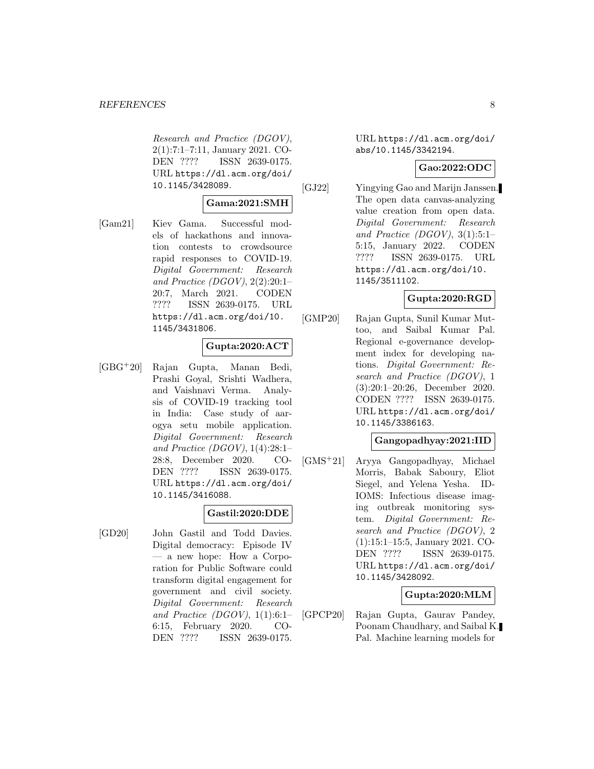*Research and Practice (DGOV)*, 2(1):7:1–7:11, January 2021. CODEN ???? ISSN 2639-0175. URL https://dl.acm.org/doi/10.1145/3428089.

**Gama:2021:SMH**

[Gam21] Kiev Gama. Successful models of hackathons and innovation contests to crowdsource rapid responses to COVID-19. *Digital Government: Research and Practice (DGOV)*, 2(2):20:1–20:7, March 2021. CODEN ???? ISSN 2639-0175. URL https://dl.acm.org/doi/10.1145/3431806.

**Gupta:2020:ACT**

[GBG+20] Rajan Gupta, Manan Bedi, Prashi Goyal, Srishti Wadhera, and Vaishnavi Verma. Analysis of COVID-19 tracking tool in India: Case study of aarogya setu mobile application. *Digital Government: Research and Practice (DGOV)*, 1(4):28:1–28:8, December 2020. CODEN ???? ISSN 2639-0175. URL https://dl.acm.org/doi/10.1145/3416088.

**Gastil:2020:DDE**

[GD20] John Gastil and Todd Davies. Digital democracy: Episode IV — a new hope: How a Corporation for Public Software could transform digital engagement for government and civil society. *Digital Government: Research and Practice (DGOV)*, 1(1):6:1–6:15, February 2020. CODEN ???? ISSN 2639-0175. URL https://dl.acm.org/doi/abs/10.1145/3342194.

**Gao:2022:ODC**

[GJ22] Yingying Gao and Marijn Janssen. The open data canvas-analyzing value creation from open data. *Digital Government: Research and Practice (DGOV)*, 3(1):5:1–5:15, January 2022. CODEN ???? ISSN 2639-0175. URL https://dl.acm.org/doi/10.1145/3511102.

**Gupta:2020:RGD**

[GMP20] Rajan Gupta, Sunil Kumar Muttoo, and Saibal Kumar Pal. Regional e-governance development index for developing nations. *Digital Government: Research and Practice (DGOV)*, 1 (3):20:1–20:26, December 2020. CODEN ???? ISSN 2639-0175. URL https://dl.acm.org/doi/10.1145/3386163.

**Gangopadhyay:2021:IID**

[GMS+21] Aryya Gangopadhyay, Michael Morris, Babak Saboury, Eliot Siegel, and Yelena Yesha. IDIOMS: Infectious disease imaging outbreak monitoring system. *Digital Government: Research and Practice (DGOV)*, 2 (1):15:1–15:5, January 2021. CODEN ???? ISSN 2639-0175. URL https://dl.acm.org/doi/10.1145/3428092.

**Gupta:2020:MLM**

[GPCP20] Rajan Gupta, Gaurav Pandey, Poonam Chaudhary, and Saibal K. Pal. Machine learning models for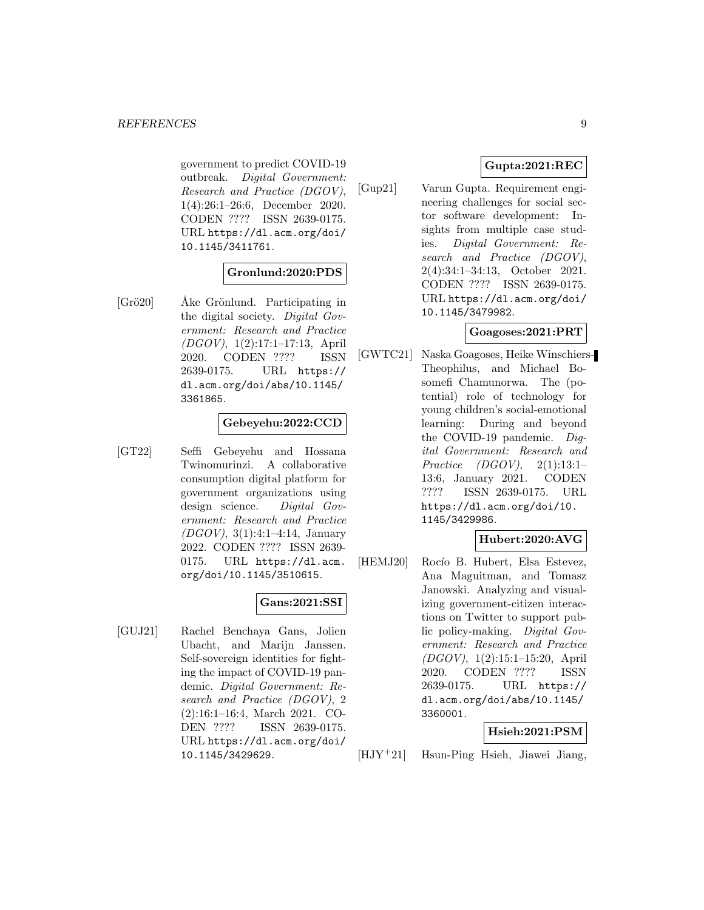government to predict COVID-19 outbreak. *Digital Government: Research and Practice (DGOV)*, 1(4):26:1–26:6, December 2020. CODEN ???? ISSN 2639-0175. URL `https://dl.acm.org/doi/10.1145/3411761`.

**Gronlund:2020:PDS**

[Grö20] Åke Grönlund. Participating in the digital society. *Digital Government: Research and Practice (DGOV)*, 1(2):17:1–17:13, April 2020. CODEN ???? ISSN 2639-0175. URL `https://dl.acm.org/doi/abs/10.1145/3361865`.

**Gebeyehu:2022:CCD**

[GT22] Seffi Gebeyehu and Hossana Twinomurinzi. A collaborative consumption digital platform for government organizations using design science. *Digital Government: Research and Practice (DGOV)*, 3(1):4:1–4:14, January 2022. CODEN ???? ISSN 2639-0175. URL `https://dl.acm.org/doi/10.1145/3510615`.

**Gans:2021:SSI**

[GUJ21] Rachel Benchaya Gans, Jolien Ubacht, and Marijn Janssen. Self-sovereign identities for fighting the impact of COVID-19 pandemic. *Digital Government: Research and Practice (DGOV)*, 2 (2):16:1–16:4, March 2021. CODEN ???? ISSN 2639-0175. URL `https://dl.acm.org/doi/10.1145/3429629`.

**Gupta:2021:REC**

[Gup21] Varun Gupta. Requirement engineering challenges for social sector software development: Insights from multiple case studies. *Digital Government: Research and Practice (DGOV)*, 2(4):34:1–34:13, October 2021. CODEN ???? ISSN 2639-0175. URL `https://dl.acm.org/doi/10.1145/3479982`.

**Goagoses:2021:PRT**

[GWTC21] Naska Goagoses, Heike Winschiers-Theophilus, and Michael Bosomefi Chamunorwa. The (potential) role of technology for young children's social-emotional learning: During and beyond the COVID-19 pandemic. *Digital Government: Research and Practice (DGOV)*, 2(1):13:1–13:6, January 2021. CODEN ???? ISSN 2639-0175. URL `https://dl.acm.org/doi/10.1145/3429986`.

**Hubert:2020:AVG**

[HEMJ20] Rocío B. Hubert, Elsa Estevez, Ana Maguitman, and Tomasz Janowski. Analyzing and visualizing government-citizen interactions on Twitter to support public policy-making. *Digital Government: Research and Practice (DGOV)*, 1(2):15:1–15:20, April 2020. CODEN ???? ISSN 2639-0175. URL `https://dl.acm.org/doi/abs/10.1145/3360001`.

**Hsieh:2021:PSM**

[HJY+21] Hsun-Ping Hsieh, Jiawei Jiang,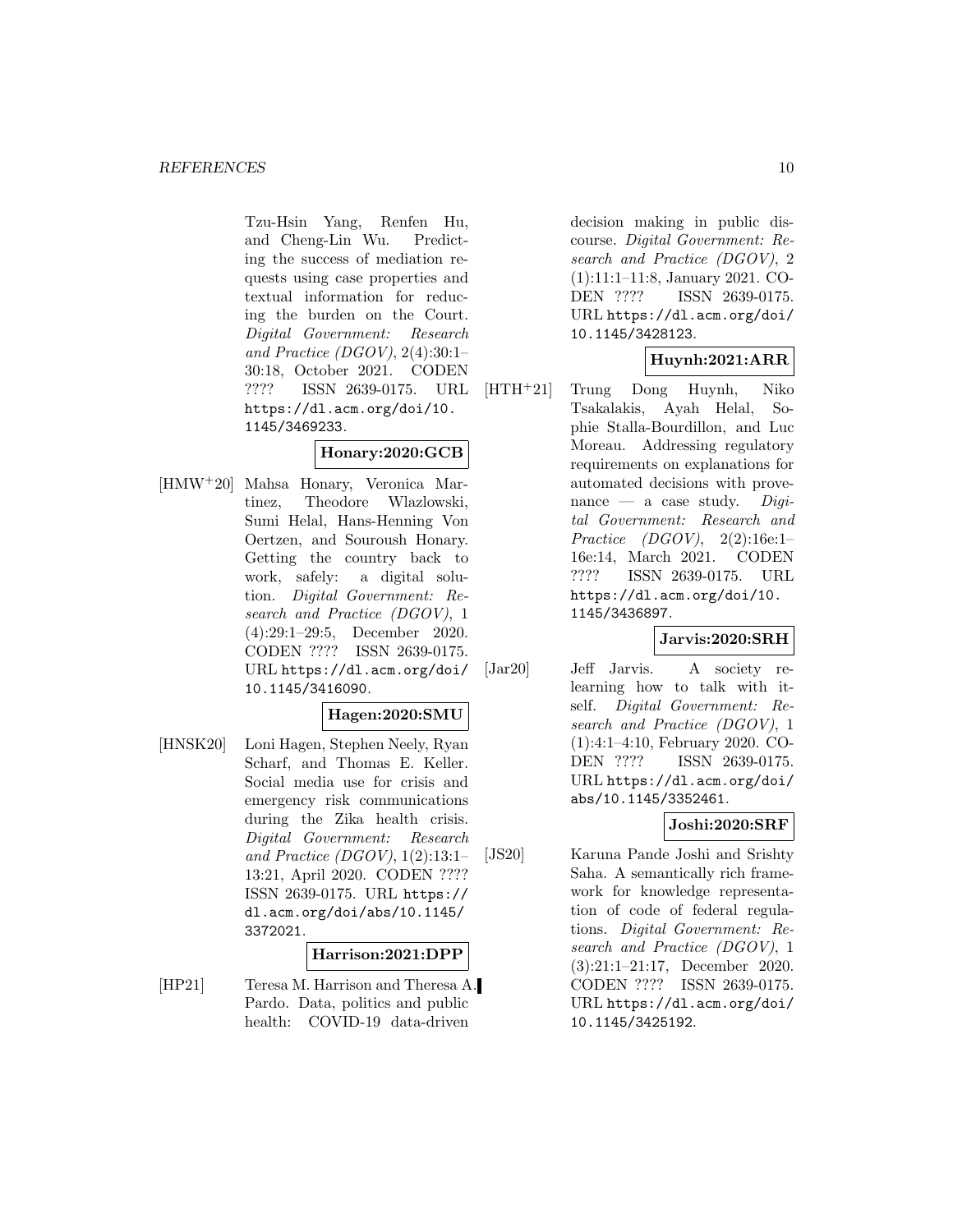Tzu-Hsin Yang, Renfen Hu, and Cheng-Lin Wu. Predicting the success of mediation requests using case properties and textual information for reducing the burden on the Court. *Digital Government: Research and Practice (DGOV)*, 2(4):30:1–30:18, October 2021. CODEN ???? ISSN 2639-0175. URL `https://dl.acm.org/doi/10.1145/3469233`.

**Honary:2020:GCB**

[HMW+20] Mahsa Honary, Veronica Martinez, Theodore Wlazlowski, Sumi Helal, Hans-Henning Von Oertzen, and Souroush Honary. Getting the country back to work, safely: a digital solution. *Digital Government: Research and Practice (DGOV)*, 1 (4):29:1–29:5, December 2020. CODEN ???? ISSN 2639-0175. URL `https://dl.acm.org/doi/10.1145/3416090`.

**Hagen:2020:SMU**

[HNSK20] Loni Hagen, Stephen Neely, Ryan Scharf, and Thomas E. Keller. Social media use for crisis and emergency risk communications during the Zika health crisis. *Digital Government: Research and Practice (DGOV)*, 1(2):13:1–13:21, April 2020. CODEN ???? ISSN 2639-0175. URL `https://dl.acm.org/doi/abs/10.1145/3372021`.

**Harrison:2021:DPP**

[HP21] Teresa M. Harrison and Theresa A. Pardo. Data, politics and public health: COVID-19 data-driven decision making in public discourse. *Digital Government: Research and Practice (DGOV)*, 2 (1):11:1–11:8, January 2021. CODEN ???? ISSN 2639-0175. URL `https://dl.acm.org/doi/10.1145/3428123`.

**Huynh:2021:ARR**

[HTH+21] Trung Dong Huynh, Niko Tsakalakis, Ayah Helal, Sophie Stalla-Bourdillon, and Luc Moreau. Addressing regulatory requirements on explanations for automated decisions with provenance — a case study. *Digital Government: Research and Practice (DGOV)*, 2(2):16e:1–16e:14, March 2021. CODEN ???? ISSN 2639-0175. URL `https://dl.acm.org/doi/10.1145/3436897`.

**Jarvis:2020:SRH**

[Jar20] Jeff Jarvis. A society relearning how to talk with itself. *Digital Government: Research and Practice (DGOV)*, 1 (1):4:1–4:10, February 2020. CODEN ???? ISSN 2639-0175. URL `https://dl.acm.org/doi/abs/10.1145/3352461`.

**Joshi:2020:SRF**

[JS20] Karuna Pande Joshi and Srishty Saha. A semantically rich framework for knowledge representation of code of federal regulations. *Digital Government: Research and Practice (DGOV)*, 1 (3):21:1–21:17, December 2020. CODEN ???? ISSN 2639-0175. URL `https://dl.acm.org/doi/10.1145/3425192`.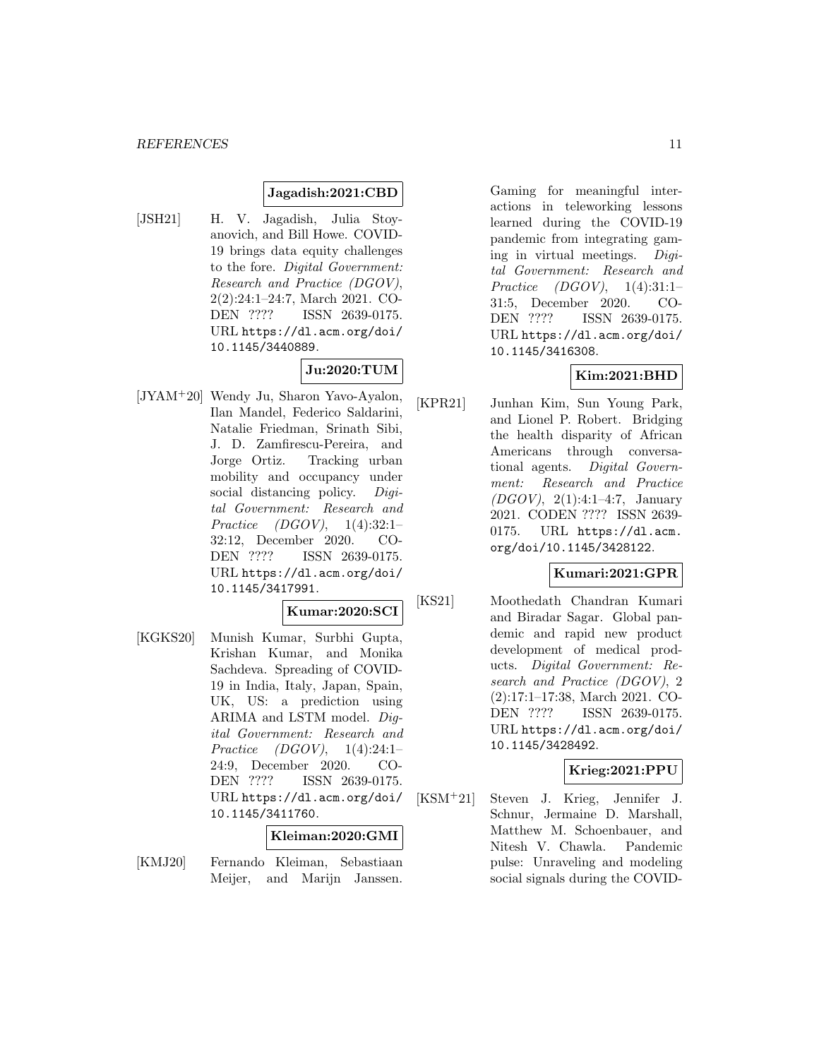**Jagadish:2021:CBD**

[JSH21] H. V. Jagadish, Julia Stoyanovich, and Bill Howe. COVID-19 brings data equity challenges to the fore. *Digital Government: Research and Practice (DGOV)*, 2(2):24:1–24:7, March 2021. CODEN ???? ISSN 2639-0175. URL `https://dl.acm.org/doi/10.1145/3440889`.

**Ju:2020:TUM**

[JYAM+20] Wendy Ju, Sharon Yavo-Ayalon, Ilan Mandel, Federico Saldarini, Natalie Friedman, Srinath Sibi, J. D. Zamfirescu-Pereira, and Jorge Ortiz. Tracking urban mobility and occupancy under social distancing policy. *Digital Government: Research and Practice (DGOV)*, 1(4):32:1–32:12, December 2020. CODEN ???? ISSN 2639-0175. URL `https://dl.acm.org/doi/10.1145/3417991`.

**Kumar:2020:SCI**

[KGKS20] Munish Kumar, Surbhi Gupta, Krishan Kumar, and Monika Sachdeva. Spreading of COVID-19 in India, Italy, Japan, Spain, UK, US: a prediction using ARIMA and LSTM model. *Digital Government: Research and Practice (DGOV)*, 1(4):24:1–24:9, December 2020. CODEN ???? ISSN 2639-0175. URL `https://dl.acm.org/doi/10.1145/3411760`.

**Kleiman:2020:GMI**

[KMJ20] Fernando Kleiman, Sebastiaan Meijer, and Marijn Janssen. Gaming for meaningful interactions in teleworking lessons learned during the COVID-19 pandemic from integrating gaming in virtual meetings. *Digital Government: Research and Practice (DGOV)*, 1(4):31:1–31:5, December 2020. CODEN ???? ISSN 2639-0175. URL `https://dl.acm.org/doi/10.1145/3416308`.

**Kim:2021:BHD**

[KPR21] Junhan Kim, Sun Young Park, and Lionel P. Robert. Bridging the health disparity of African Americans through conversational agents. *Digital Government: Research and Practice (DGOV)*, 2(1):4:1–4:7, January 2021. CODEN ???? ISSN 2639-0175. URL `https://dl.acm.org/doi/10.1145/3428122`.

**Kumari:2021:GPR**

[KS21] Moothedath Chandran Kumari and Biradar Sagar. Global pandemic and rapid new product development of medical products. *Digital Government: Research and Practice (DGOV)*, 2(2):17:1–17:38, March 2021. CODEN ???? ISSN 2639-0175. URL `https://dl.acm.org/doi/10.1145/3428492`.

**Krieg:2021:PPU**

[KSM+21] Steven J. Krieg, Jennifer J. Schnur, Jermaine D. Marshall, Matthew M. Schoenbauer, and Nitesh V. Chawla. Pandemic pulse: Unraveling and modeling social signals during the COVID-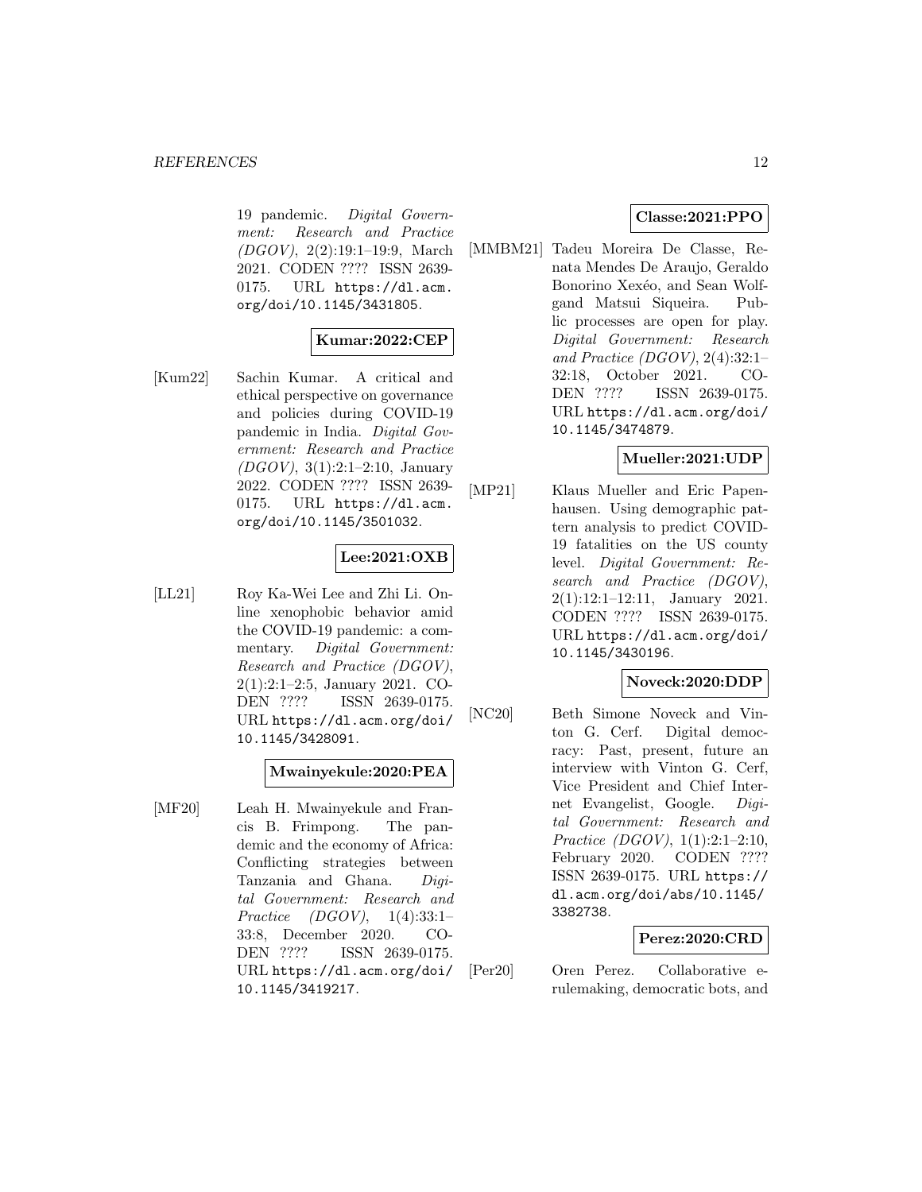19 pandemic. *Digital Government: Research and Practice (DGOV)*, 2(2):19:1–19:9, March 2021. CODEN ???? ISSN 2639-0175. URL https://dl.acm.org/doi/10.1145/3431805.

**Kumar:2022:CEP**

[Kum22] Sachin Kumar. A critical and ethical perspective on governance and policies during COVID-19 pandemic in India. *Digital Government: Research and Practice (DGOV)*, 3(1):2:1–2:10, January 2022. CODEN ???? ISSN 2639-0175. URL https://dl.acm.org/doi/10.1145/3501032.

**Lee:2021:OXB**

[LL21] Roy Ka-Wei Lee and Zhi Li. Online xenophobic behavior amid the COVID-19 pandemic: a commentary. *Digital Government: Research and Practice (DGOV)*, 2(1):2:1–2:5, January 2021. CODEN ???? ISSN 2639-0175. URL https://dl.acm.org/doi/10.1145/3428091.

**Mwainyekule:2020:PEA**

[MF20] Leah H. Mwainyekule and Francis B. Frimpong. The pandemic and the economy of Africa: Conflicting strategies between Tanzania and Ghana. *Digital Government: Research and Practice (DGOV)*, 1(4):33:1–33:8, December 2020. CODEN ???? ISSN 2639-0175. URL https://dl.acm.org/doi/10.1145/3419217.

**Classe:2021:PPO**

[MMBM21] Tadeu Moreira De Classe, Renata Mendes De Araujo, Geraldo Bonorino Xexéo, and Sean Wolfgand Matsui Siqueira. Public processes are open for play. *Digital Government: Research and Practice (DGOV)*, 2(4):32:1–32:18, October 2021. CODEN ???? ISSN 2639-0175. URL https://dl.acm.org/doi/10.1145/3474879.

**Mueller:2021:UDP**

[MP21] Klaus Mueller and Eric Papenhausen. Using demographic pattern analysis to predict COVID-19 fatalities on the US county level. *Digital Government: Research and Practice (DGOV)*, 2(1):12:1–12:11, January 2021. CODEN ???? ISSN 2639-0175. URL https://dl.acm.org/doi/10.1145/3430196.

**Noveck:2020:DDP**

[NC20] Beth Simone Noveck and Vinton G. Cerf. Digital democracy: Past, present, future an interview with Vinton G. Cerf, Vice President and Chief Internet Evangelist, Google. *Digital Government: Research and Practice (DGOV)*, 1(1):2:1–2:10, February 2020. CODEN ???? ISSN 2639-0175. URL https://dl.acm.org/doi/abs/10.1145/3382738.

**Perez:2020:CRD**

[Per20] Oren Perez. Collaborative e-rulemaking, democratic bots, and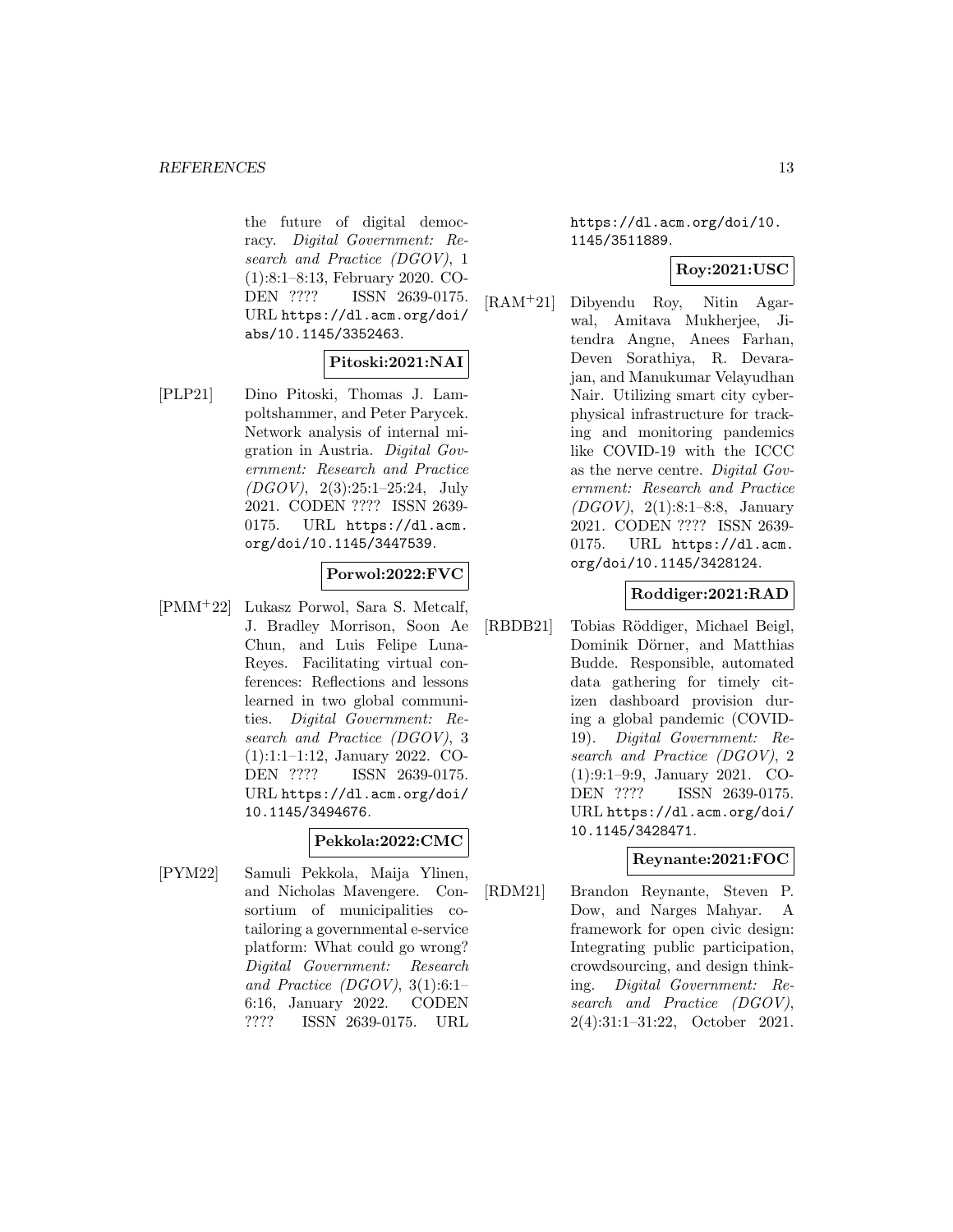the future of digital democracy. *Digital Government: Research and Practice (DGOV)*, 1 (1):8:1–8:13, February 2020. CODEN ???? ISSN 2639-0175. URL https://dl.acm.org/doi/abs/10.1145/3352463.

**Pitoski:2021:NAI**

[PLP21] Dino Pitoski, Thomas J. Lampoltshammer, and Peter Parycek. Network analysis of internal migration in Austria. *Digital Government: Research and Practice (DGOV)*, 2(3):25:1–25:24, July 2021. CODEN ???? ISSN 2639-0175. URL https://dl.acm.org/doi/10.1145/3447539.

**Porwol:2022:FVC**

[PMM+22] Lukasz Porwol, Sara S. Metcalf, J. Bradley Morrison, Soon Ae Chun, and Luis Felipe Luna-Reyes. Facilitating virtual conferences: Reflections and lessons learned in two global communities. *Digital Government: Research and Practice (DGOV)*, 3 (1):1:1–1:12, January 2022. CODEN ???? ISSN 2639-0175. URL https://dl.acm.org/doi/10.1145/3494676.

**Pekkola:2022:CMC**

[PYM22] Samuli Pekkola, Maija Ylinen, and Nicholas Mavengere. Consortium of municipalities co-tailoring a governmental e-service platform: What could go wrong? *Digital Government: Research and Practice (DGOV)*, 3(1):6:1–6:16, January 2022. CODEN ???? ISSN 2639-0175. URL https://dl.acm.org/doi/10.1145/3511889.

**Roy:2021:USC**

[RAM+21] Dibyendu Roy, Nitin Agarwal, Amitava Mukherjee, Jitendra Angne, Anees Farhan, Deven Sorathiya, R. Devarajan, and Manukumar Velayudhan Nair. Utilizing smart city cyber-physical infrastructure for tracking and monitoring pandemics like COVID-19 with the ICCC as the nerve centre. *Digital Government: Research and Practice (DGOV)*, 2(1):8:1–8:8, January 2021. CODEN ???? ISSN 2639-0175. URL https://dl.acm.org/doi/10.1145/3428124.

**Roddiger:2021:RAD**

[RBDB21] Tobias Röddiger, Michael Beigl, Dominik Dörner, and Matthias Budde. Responsible, automated data gathering for timely citizen dashboard provision during a global pandemic (COVID-19). *Digital Government: Research and Practice (DGOV)*, 2 (1):9:1–9:9, January 2021. CODEN ???? ISSN 2639-0175. URL https://dl.acm.org/doi/10.1145/3428471.

**Reynante:2021:FOC**

[RDM21] Brandon Reynante, Steven P. Dow, and Narges Mahyar. A framework for open civic design: Integrating public participation, crowdsourcing, and design thinking. *Digital Government: Research and Practice (DGOV)*, 2(4):31:1–31:22, October 2021.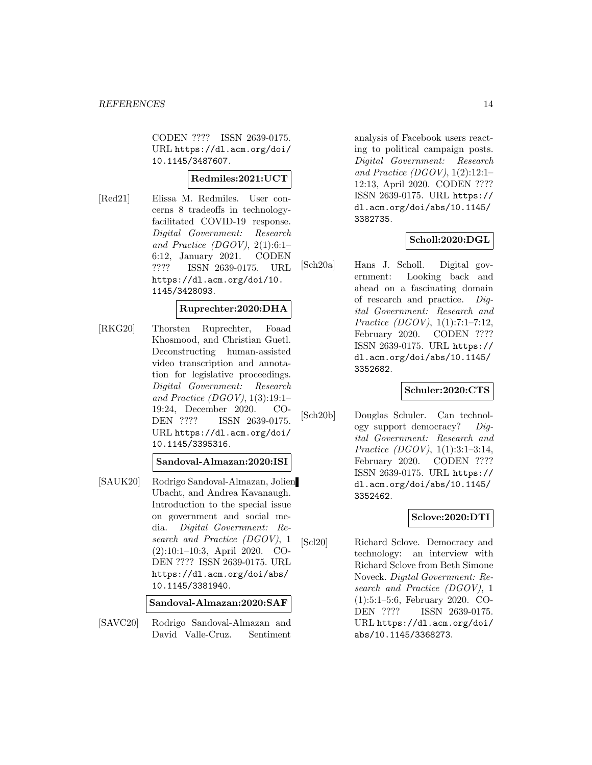CODEN ???? ISSN 2639-0175. URL https://dl.acm.org/doi/10.1145/3487607.

**Redmiles:2021:UCT**

[Red21] Elissa M. Redmiles. User concerns 8 tradeoffs in technology-facilitated COVID-19 response. *Digital Government: Research and Practice (DGOV)*, 2(1):6:1–6:12, January 2021. CODEN ???? ISSN 2639-0175. URL https://dl.acm.org/doi/10.1145/3428093.

**Ruprechter:2020:DHA**

[RKG20] Thorsten Ruprechter, Foaad Khosmood, and Christian Guetl. Deconstructing human-assisted video transcription and annotation for legislative proceedings. *Digital Government: Research and Practice (DGOV)*, 1(3):19:1–19:24, December 2020. CODEN ???? ISSN 2639-0175. URL https://dl.acm.org/doi/10.1145/3395316.

**Sandoval-Almazan:2020:ISI**

[SAUK20] Rodrigo Sandoval-Almazan, Jolien Ubacht, and Andrea Kavanaugh. Introduction to the special issue on government and social media. *Digital Government: Research and Practice (DGOV)*, 1 (2):10:1–10:3, April 2020. CODEN ???? ISSN 2639-0175. URL https://dl.acm.org/doi/abs/10.1145/3381940.

**Sandoval-Almazan:2020:SAF**

[SAVC20] Rodrigo Sandoval-Almazan and David Valle-Cruz. Sentiment analysis of Facebook users reacting to political campaign posts. *Digital Government: Research and Practice (DGOV)*, 1(2):12:1–12:13, April 2020. CODEN ???? ISSN 2639-0175. URL https://dl.acm.org/doi/abs/10.1145/3382735.

**Scholl:2020:DGL**

[Sch20a] Hans J. Scholl. Digital government: Looking back and ahead on a fascinating domain of research and practice. *Digital Government: Research and Practice (DGOV)*, 1(1):7:1–7:12, February 2020. CODEN ???? ISSN 2639-0175. URL https://dl.acm.org/doi/abs/10.1145/3352682.

**Schuler:2020:CTS**

[Sch20b] Douglas Schuler. Can technology support democracy? *Digital Government: Research and Practice (DGOV)*, 1(1):3:1–3:14, February 2020. CODEN ???? ISSN 2639-0175. URL https://dl.acm.org/doi/abs/10.1145/3352462.

**Sclove:2020:DTI**

[Scl20] Richard Sclove. Democracy and technology: an interview with Richard Sclove from Beth Simone Noveck. *Digital Government: Research and Practice (DGOV)*, 1 (1):5:1–5:6, February 2020. CODEN ???? ISSN 2639-0175. URL https://dl.acm.org/doi/abs/10.1145/3368273.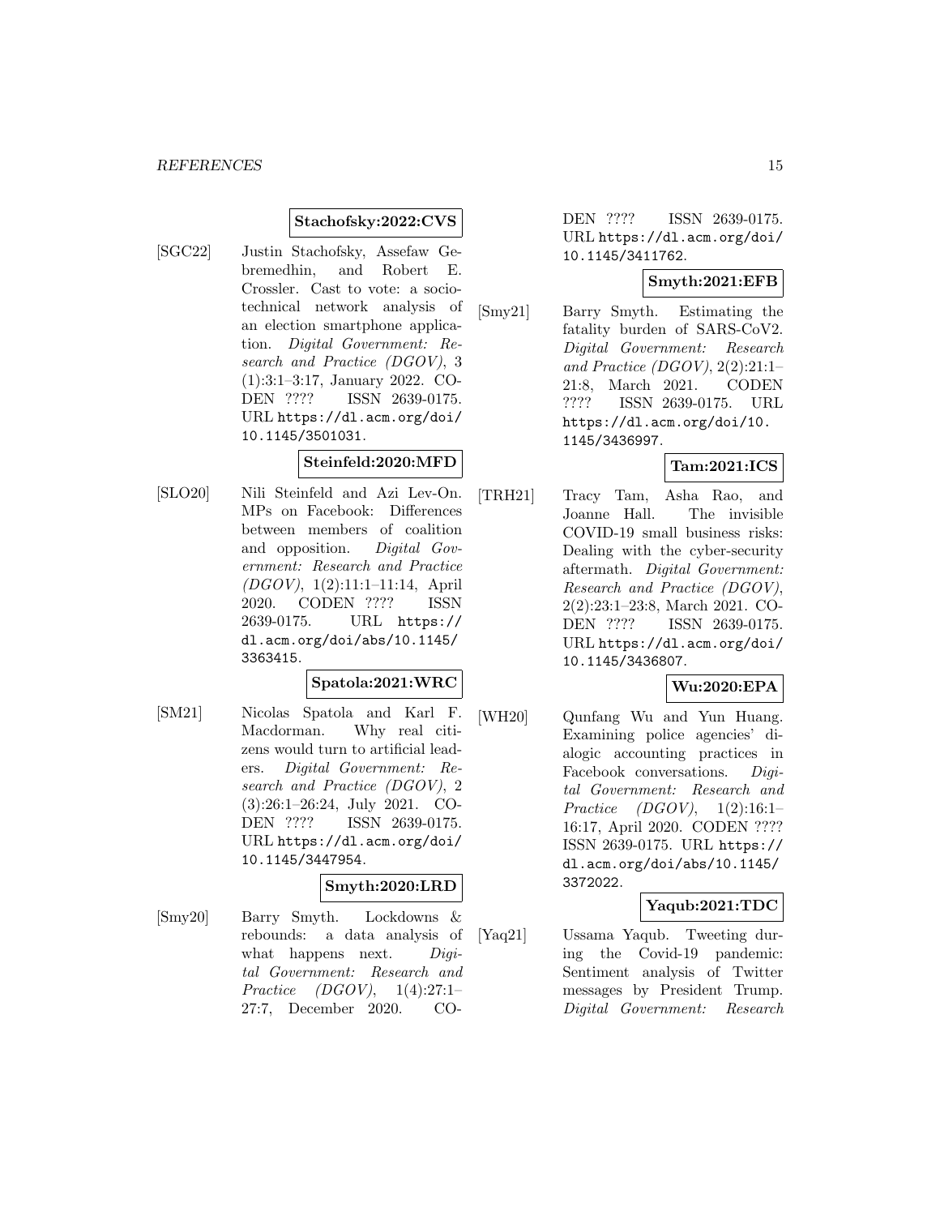**Stachofsky:2022:CVS**

[SGC22] Justin Stachofsky, Assefaw Gebremedhin, and Robert E. Crossler. Cast to vote: a sociotechnical network analysis of an election smartphone application. *Digital Government: Research and Practice (DGOV)*, 3 (1):3:1–3:17, January 2022. CODEN ???? ISSN 2639-0175. URL `https://dl.acm.org/doi/10.1145/3501031`.

**Steinfeld:2020:MFD**

[SLO20] Nili Steinfeld and Azi Lev-On. MPs on Facebook: Differences between members of coalition and opposition. *Digital Government: Research and Practice (DGOV)*, 1(2):11:1–11:14, April 2020. CODEN ???? ISSN 2639-0175. URL `https://dl.acm.org/doi/abs/10.1145/3363415`.

**Spatola:2021:WRC**

[SM21] Nicolas Spatola and Karl F. Macdorman. Why real citizens would turn to artificial leaders. *Digital Government: Research and Practice (DGOV)*, 2 (3):26:1–26:24, July 2021. CODEN ???? ISSN 2639-0175. URL `https://dl.acm.org/doi/10.1145/3447954`.

**Smyth:2020:LRD**

[Smy20] Barry Smyth. Lockdowns & rebounds: a data analysis of what happens next. *Digital Government: Research and Practice (DGOV)*, 1(4):27:1–27:7, December 2020. CODEN ???? ISSN 2639-0175. URL `https://dl.acm.org/doi/10.1145/3411762`.

**Smyth:2021:EFB**

[Smy21] Barry Smyth. Estimating the fatality burden of SARS-CoV2. *Digital Government: Research and Practice (DGOV)*, 2(2):21:1–21:8, March 2021. CODEN ???? ISSN 2639-0175. URL `https://dl.acm.org/doi/10.1145/3436997`.

**Tam:2021:ICS**

[TRH21] Tracy Tam, Asha Rao, and Joanne Hall. The invisible COVID-19 small business risks: Dealing with the cyber-security aftermath. *Digital Government: Research and Practice (DGOV)*, 2(2):23:1–23:8, March 2021. CODEN ???? ISSN 2639-0175. URL `https://dl.acm.org/doi/10.1145/3436807`.

**Wu:2020:EPA**

[WH20] Qunfang Wu and Yun Huang. Examining police agencies' dialogic accounting practices in Facebook conversations. *Digital Government: Research and Practice (DGOV)*, 1(2):16:1–16:17, April 2020. CODEN ???? ISSN 2639-0175. URL `https://dl.acm.org/doi/abs/10.1145/3372022`.

**Yaqub:2021:TDC**

[Yaq21] Ussama Yaqub. Tweeting during the Covid-19 pandemic: Sentiment analysis of Twitter messages by President Trump. *Digital Government: Research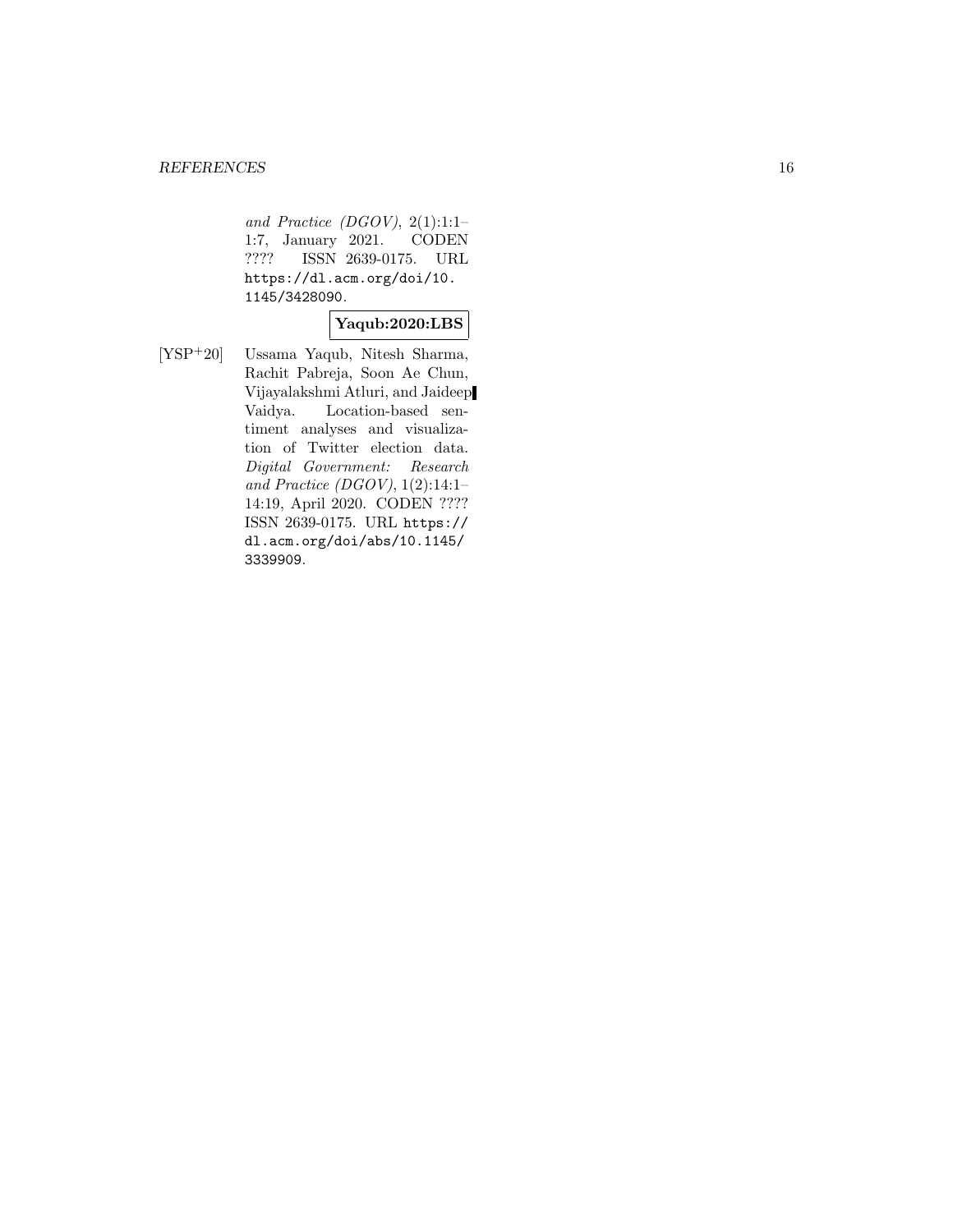*and Practice (DGOV)*, 2(1):1:1–1:7, January 2021. CODEN ???? ISSN 2639-0175. URL https://dl.acm.org/doi/10.1145/3428090.

**Yaqub:2020:LBS**

[YSP+20] Ussama Yaqub, Nitesh Sharma, Rachit Pabreja, Soon Ae Chun, Vijayalakshmi Atluri, and Jaideep Vaidya. Location-based sentiment analyses and visualization of Twitter election data. *Digital Government: Research and Practice (DGOV)*, 1(2):14:1–14:19, April 2020. CODEN ???? ISSN 2639-0175. URL https://dl.acm.org/doi/abs/10.1145/3339909.